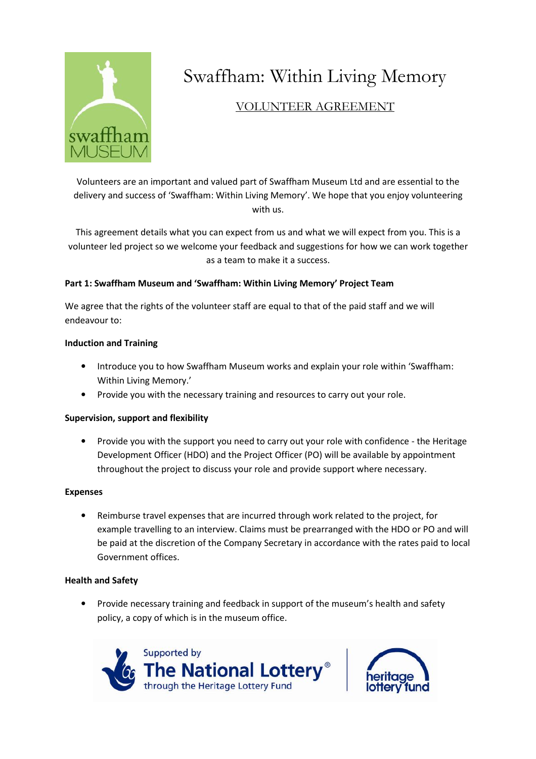# Swaffham: Within Living Memory

## VOLUNTEER AGREEMENT

Volunteers are an important and valued part of Swaffham Museum Ltd and are essential to the delivery and success of 'Swaffham: Within Living Memory'. We hope that you enjoy volunteering with us.

This agreement details what you can expect from us and what we will expect from you. This is a volunteer led project so we welcome your feedback and suggestions for how we can work together as a team to make it a success.

**Part 1: Swaffham Museum and 'Swaffham: Within Living Memory' Project Team**

We agree that the rights of the volunteer staff are equal to that of the paid staff and we will endeavour to:

**Induction and Training**

- Introduce you to how Swaffham Museum works and explain your role within 'Swaffham: Within Living Memory.'
- Provide you with the necessary training and resources to carry out your role.

**Supervision, support and flexibility**

- Provide you with the support you need to carry out your role with confidence - the Heritage Development Officer (HDO) and the Project Officer (PO) will be available by appointment throughout the project to discuss your role and provide support where necessary.

**Expenses**

- Reimburse travel expenses that are incurred through work related to the project, for example travelling to an interview. Claims must be prearranged with the HDO or PO and will be paid at the discretion of the Company Secretary in accordance with the rates paid to local Government offices.

**Health and Safety**

- Provide necessary training and feedback in support of the museum's health and safety policy, a copy of which is in the museum office.

Supported by The National Lottery® through the Heritage Lottery Fund | heritage lottery fund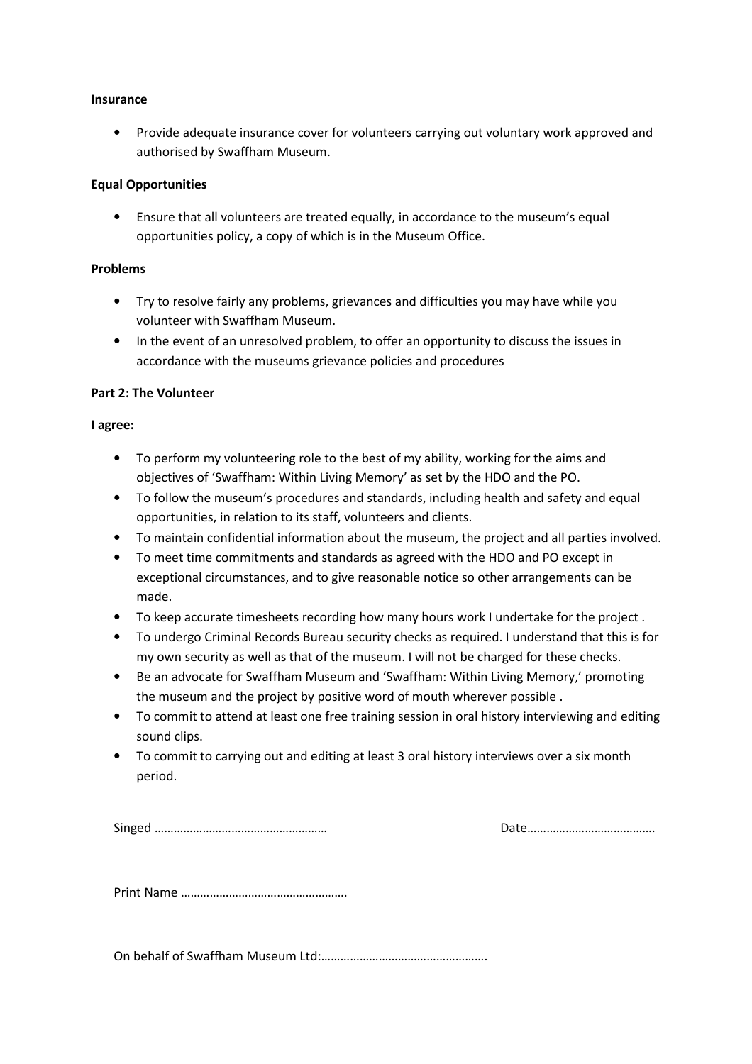**Insurance**

- Provide adequate insurance cover for volunteers carrying out voluntary work approved and authorised by Swaffham Museum.

**Equal Opportunities**

- Ensure that all volunteers are treated equally, in accordance to the museum's equal opportunities policy, a copy of which is in the Museum Office.

**Problems**

- Try to resolve fairly any problems, grievances and difficulties you may have while you volunteer with Swaffham Museum.
- In the event of an unresolved problem, to offer an opportunity to discuss the issues in accordance with the museums grievance policies and procedures

**Part 2: The Volunteer**

**I agree:**

- To perform my volunteering role to the best of my ability, working for the aims and objectives of 'Swaffham: Within Living Memory' as set by the HDO and the PO.
- To follow the museum's procedures and standards, including health and safety and equal opportunities, in relation to its staff, volunteers and clients.
- To maintain confidential information about the museum, the project and all parties involved.
- To meet time commitments and standards as agreed with the HDO and PO except in exceptional circumstances, and to give reasonable notice so other arrangements can be made.
- To keep accurate timesheets recording how many hours work I undertake for the project .
- To undergo Criminal Records Bureau security checks as required. I understand that this is for my own security as well as that of the museum. I will not be charged for these checks.
- Be an advocate for Swaffham Museum and 'Swaffham: Within Living Memory,' promoting the museum and the project by positive word of mouth wherever possible .
- To commit to attend at least one free training session in oral history interviewing and editing sound clips.
- To commit to carrying out and editing at least 3 oral history interviews over a six month period.

Singed ……………………………………………… Date…………………………………

Print Name …………………………………………….

On behalf of Swaffham Museum Ltd:…………………………………………….